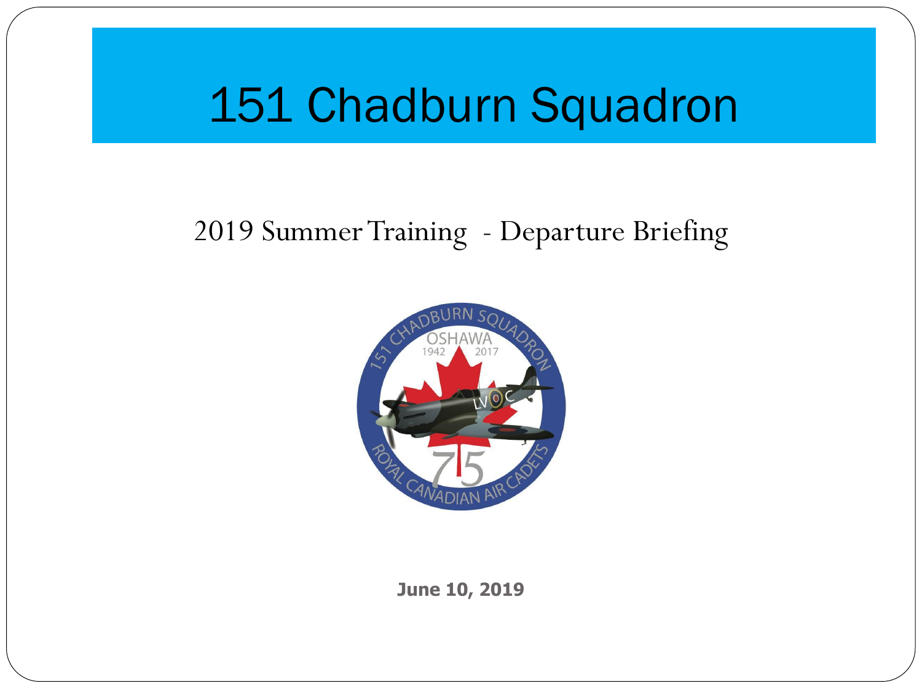# 151 Chadburn Squadron

## 2019 Summer Training - Departure Briefing

**June 10, 2019**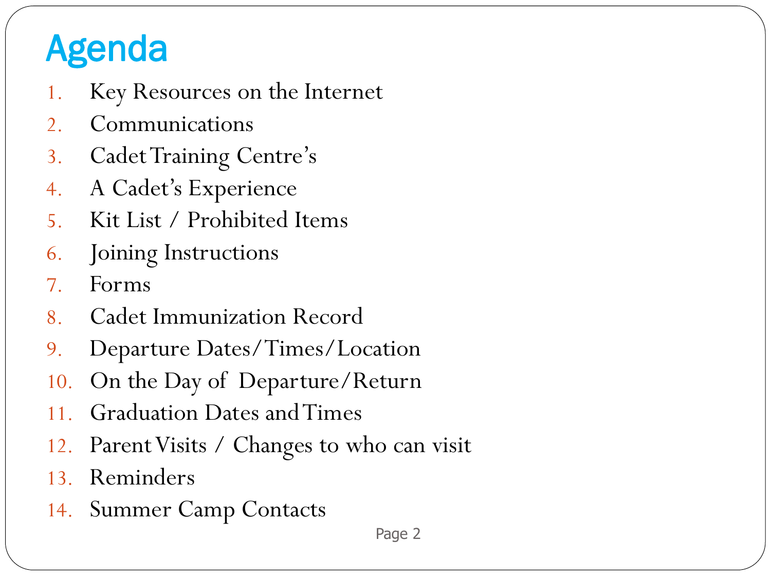# Agenda

1. Key Resources on the Internet
2. Communications
3. Cadet Training Centre's
4. A Cadet's Experience
5. Kit List / Prohibited Items
6. Joining Instructions
7. Forms
8. Cadet Immunization Record
9. Departure Dates/Times/Location
10. On the Day of Departure/Return
11. Graduation Dates and Times
12. Parent Visits / Changes to who can visit
13. Reminders
14. Summer Camp Contacts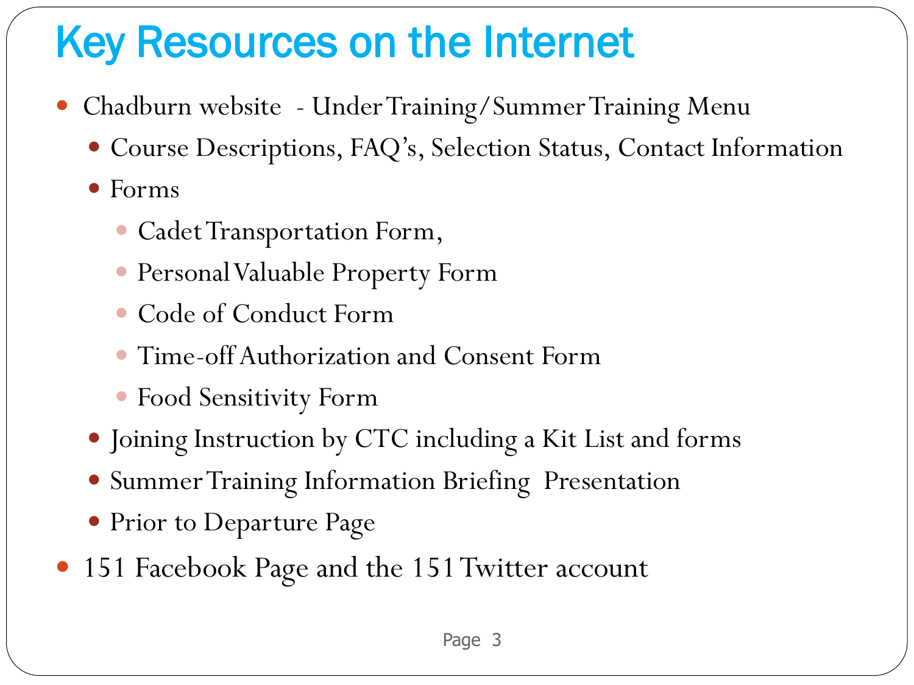# Key Resources on the Internet

- Chadburn website - Under Training/Summer Training Menu
  - Course Descriptions, FAQ's, Selection Status, Contact Information
  - Forms
    - Cadet Transportation Form,
    - Personal Valuable Property Form
    - Code of Conduct Form
    - Time-off Authorization and Consent Form
    - Food Sensitivity Form
  - Joining Instruction by CTC including a Kit List and forms
  - Summer Training Information Briefing Presentation
  - Prior to Departure Page
- 151 Facebook Page and the 151 Twitter account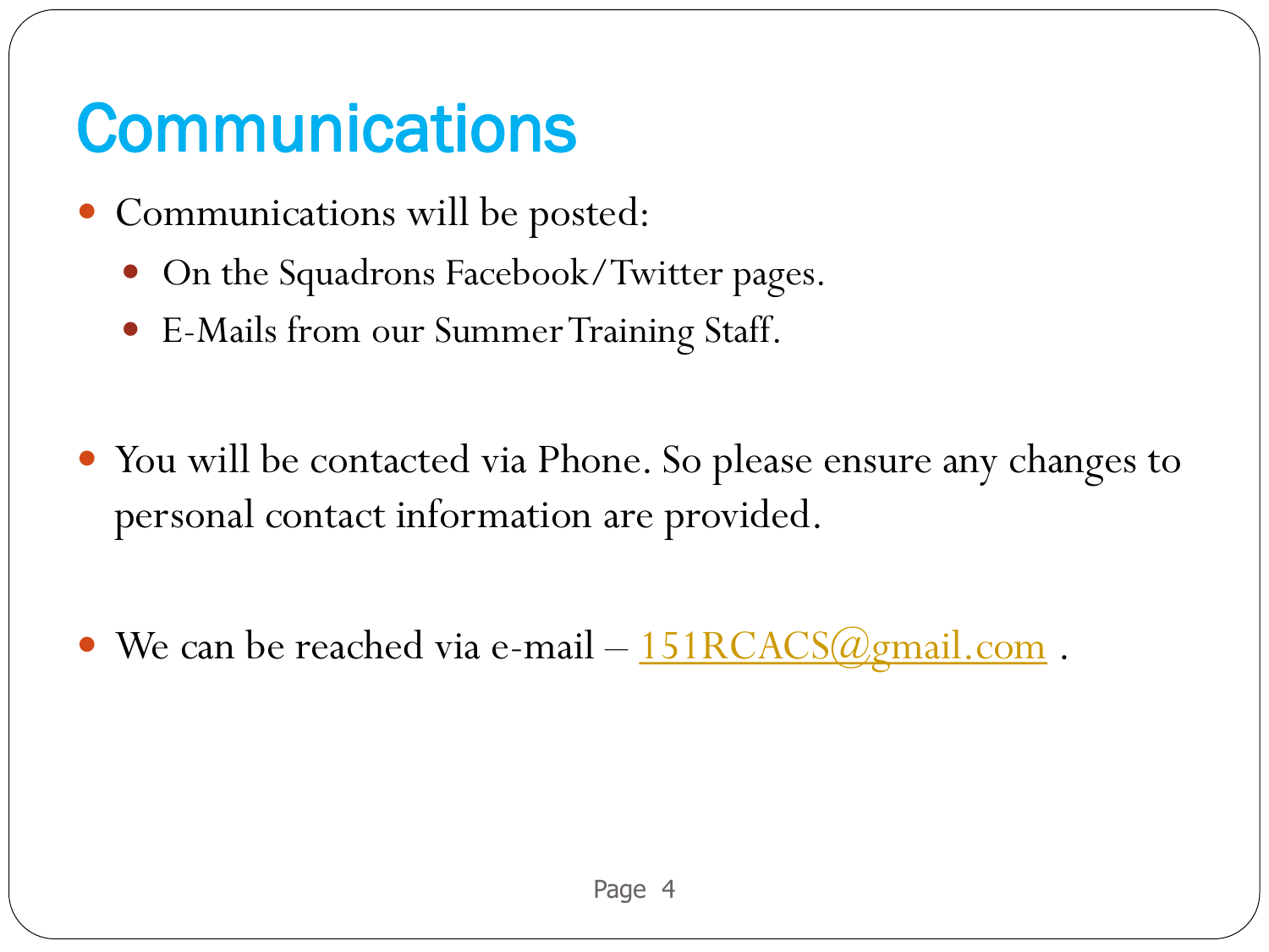# Communications

- Communications will be posted:
  - On the Squadrons Facebook/Twitter pages.
  - E-Mails from our Summer Training Staff.

- You will be contacted via Phone. So please ensure any changes to personal contact information are provided.

- We can be reached via e-mail – 151RCACS@gmail.com .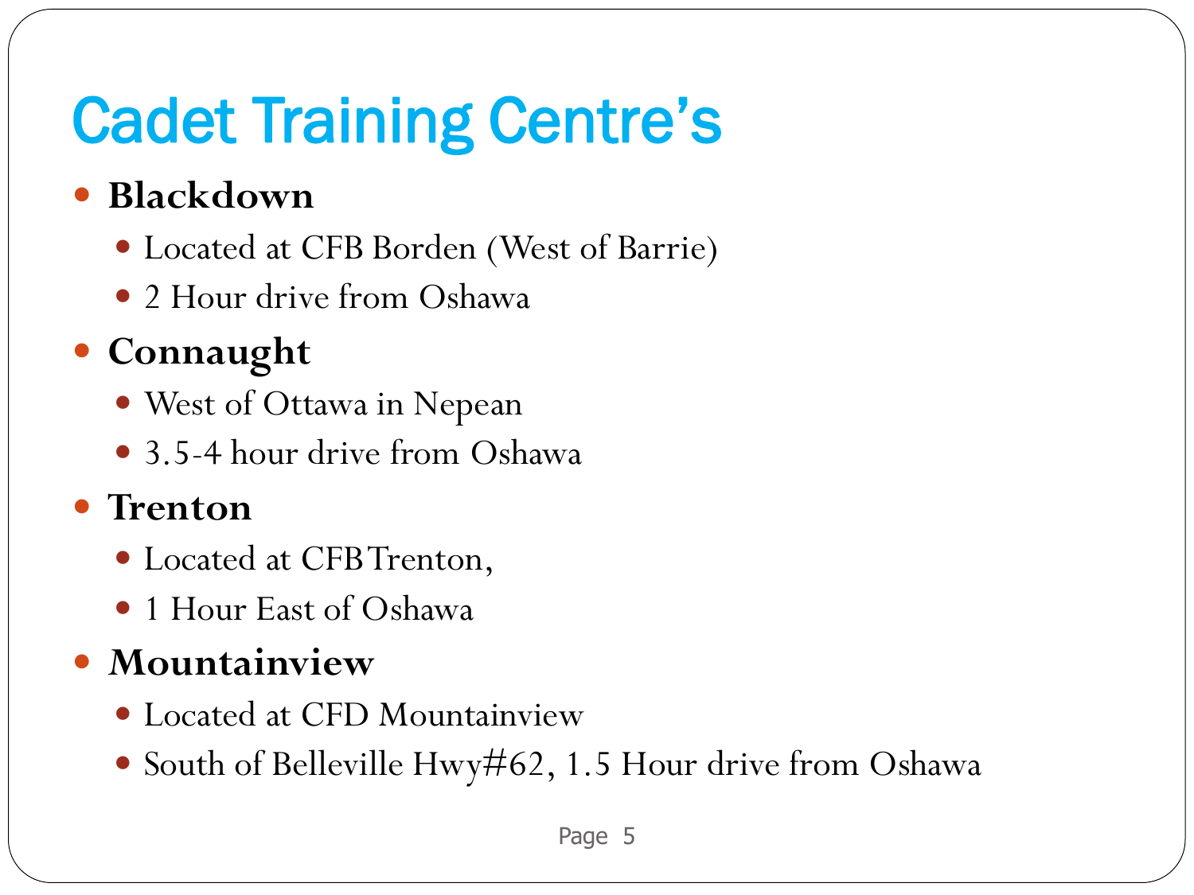# Cadet Training Centre's

- **Blackdown**
  - Located at CFB Borden (West of Barrie)
  - 2 Hour drive from Oshawa
- **Connaught**
  - West of Ottawa in Nepean
  - 3.5-4 hour drive from Oshawa
- **Trenton**
  - Located at CFB Trenton,
  - 1 Hour East of Oshawa
- **Mountainview**
  - Located at CFD Mountainview
  - South of Belleville Hwy#62, 1.5 Hour drive from Oshawa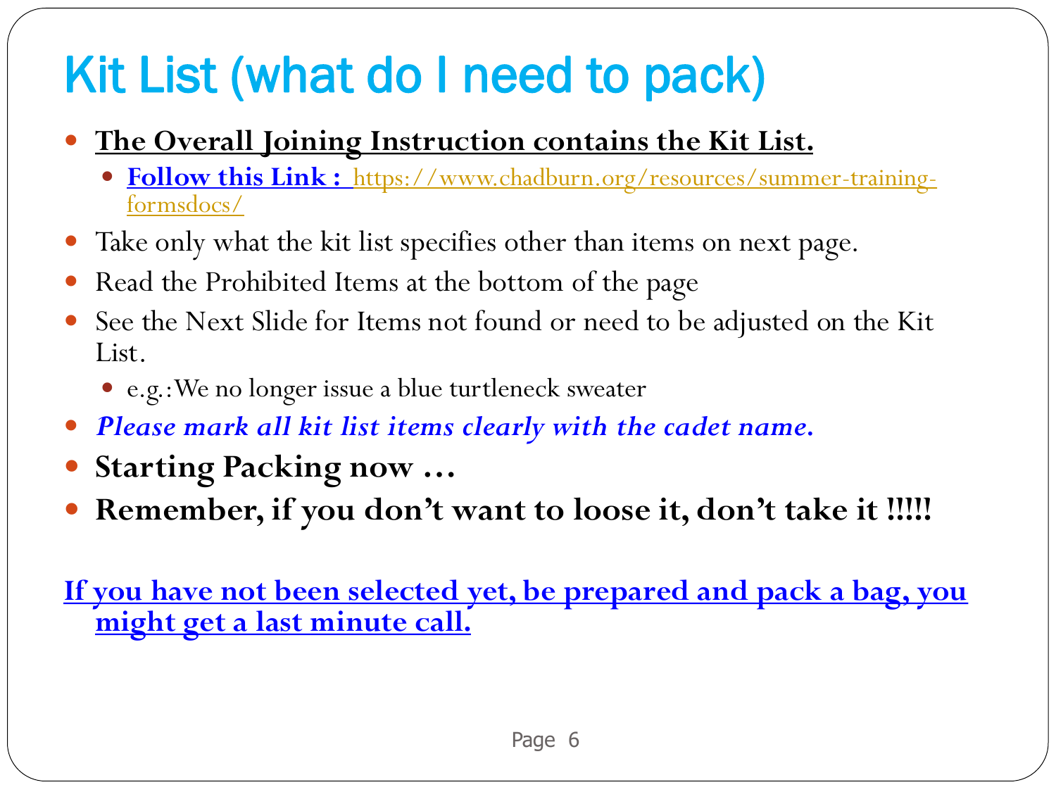# Kit List (what do I need to pack)

- **The Overall Joining Instruction contains the Kit List.**
  - **Follow this Link :** https://www.chadburn.org/resources/summer-training-formsdocs/
- Take only what the kit list specifies other than items on next page.
- Read the Prohibited Items at the bottom of the page
- See the Next Slide for Items not found or need to be adjusted on the Kit List.
  - e.g.:We no longer issue a blue turtleneck sweater
- ***Please mark all kit list items clearly with the cadet name.***
- **Starting Packing now …**
- **Remember, if you don't want to loose it, don't take it !!!!!**

**If you have not been selected yet, be prepared and pack a bag, you might get a last minute call.**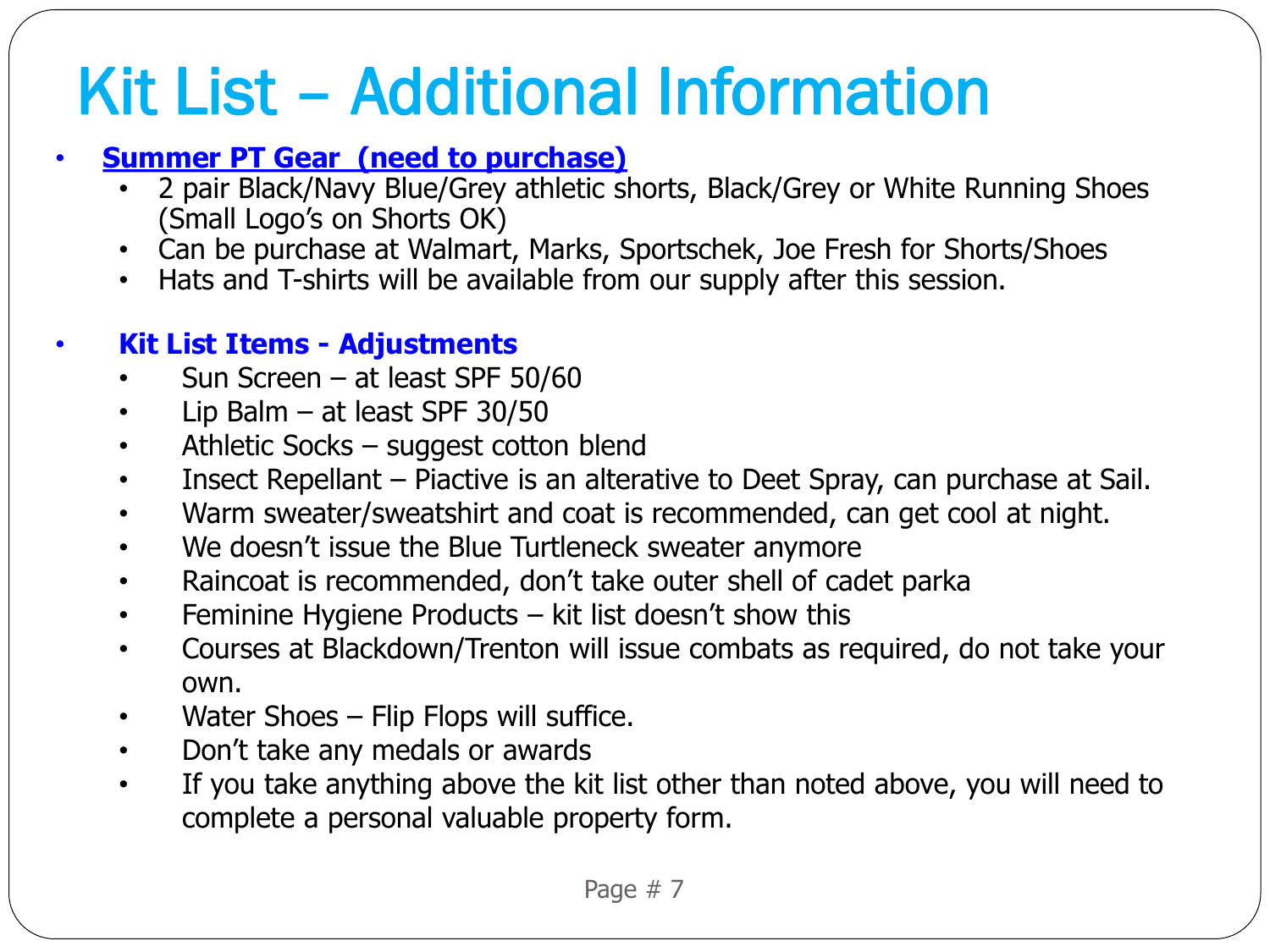# Kit List – Additional Information

- **Summer PT Gear (need to purchase)**
  - 2 pair Black/Navy Blue/Grey athletic shorts, Black/Grey or White Running Shoes (Small Logo's on Shorts OK)
  - Can be purchase at Walmart, Marks, Sportschek, Joe Fresh for Shorts/Shoes
  - Hats and T-shirts will be available from our supply after this session.

- **Kit List Items - Adjustments**
  - Sun Screen – at least SPF 50/60
  - Lip Balm – at least SPF 30/50
  - Athletic Socks – suggest cotton blend
  - Insect Repellant – Piactive is an alterative to Deet Spray, can purchase at Sail.
  - Warm sweater/sweatshirt and coat is recommended, can get cool at night.
  - We doesn't issue the Blue Turtleneck sweater anymore
  - Raincoat is recommended, don't take outer shell of cadet parka
  - Feminine Hygiene Products – kit list doesn't show this
  - Courses at Blackdown/Trenton will issue combats as required, do not take your own.
  - Water Shoes – Flip Flops will suffice.
  - Don't take any medals or awards
  - If you take anything above the kit list other than noted above, you will need to complete a personal valuable property form.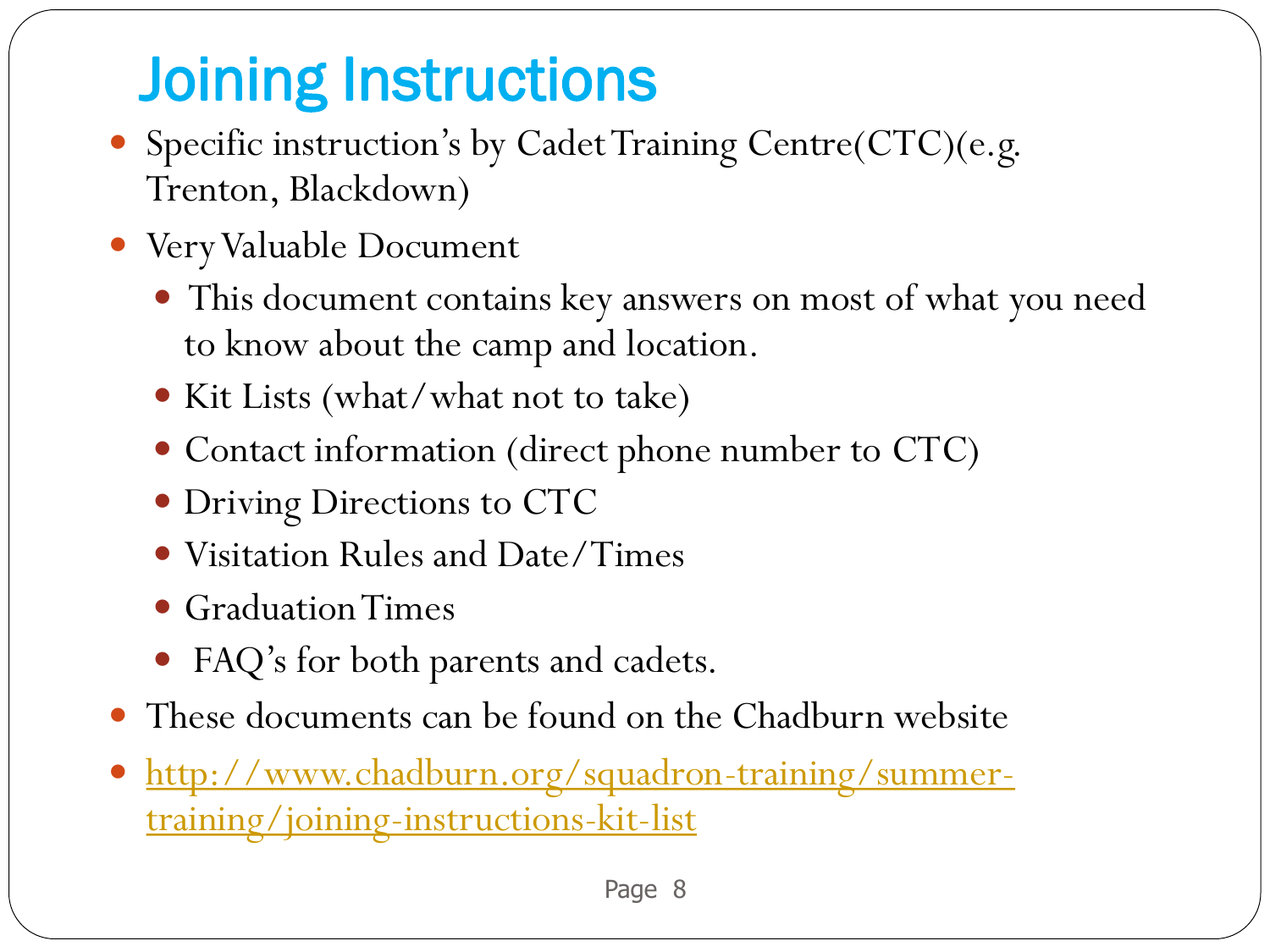# Joining Instructions

- Specific instruction's by Cadet Training Centre(CTC)(e.g. Trenton, Blackdown)
- Very Valuable Document
  - This document contains key answers on most of what you need to know about the camp and location.
  - Kit Lists (what/what not to take)
  - Contact information (direct phone number to CTC)
  - Driving Directions to CTC
  - Visitation Rules and Date/Times
  - Graduation Times
  - FAQ's for both parents and cadets.
- These documents can be found on the Chadburn website
- [http://www.chadburn.org/squadron-training/summer-training/joining-instructions-kit-list](http://www.chadburn.org/squadron-training/summer-training/joining-instructions-kit-list)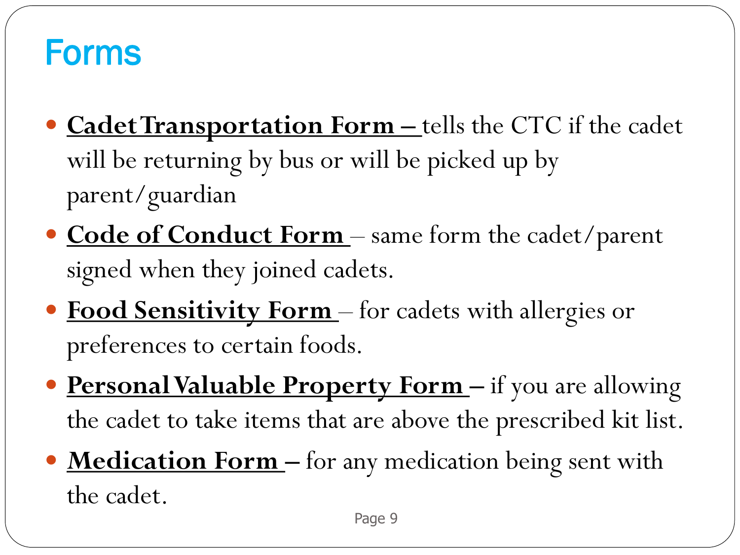# Forms

- **Cadet Transportation Form –** tells the CTC if the cadet will be returning by bus or will be picked up by parent/guardian
- **Code of Conduct Form** – same form the cadet/parent signed when they joined cadets.
- **Food Sensitivity Form** – for cadets with allergies or preferences to certain foods.
- **Personal Valuable Property Form –** if you are allowing the cadet to take items that are above the prescribed kit list.
- **Medication Form –** for any medication being sent with the cadet.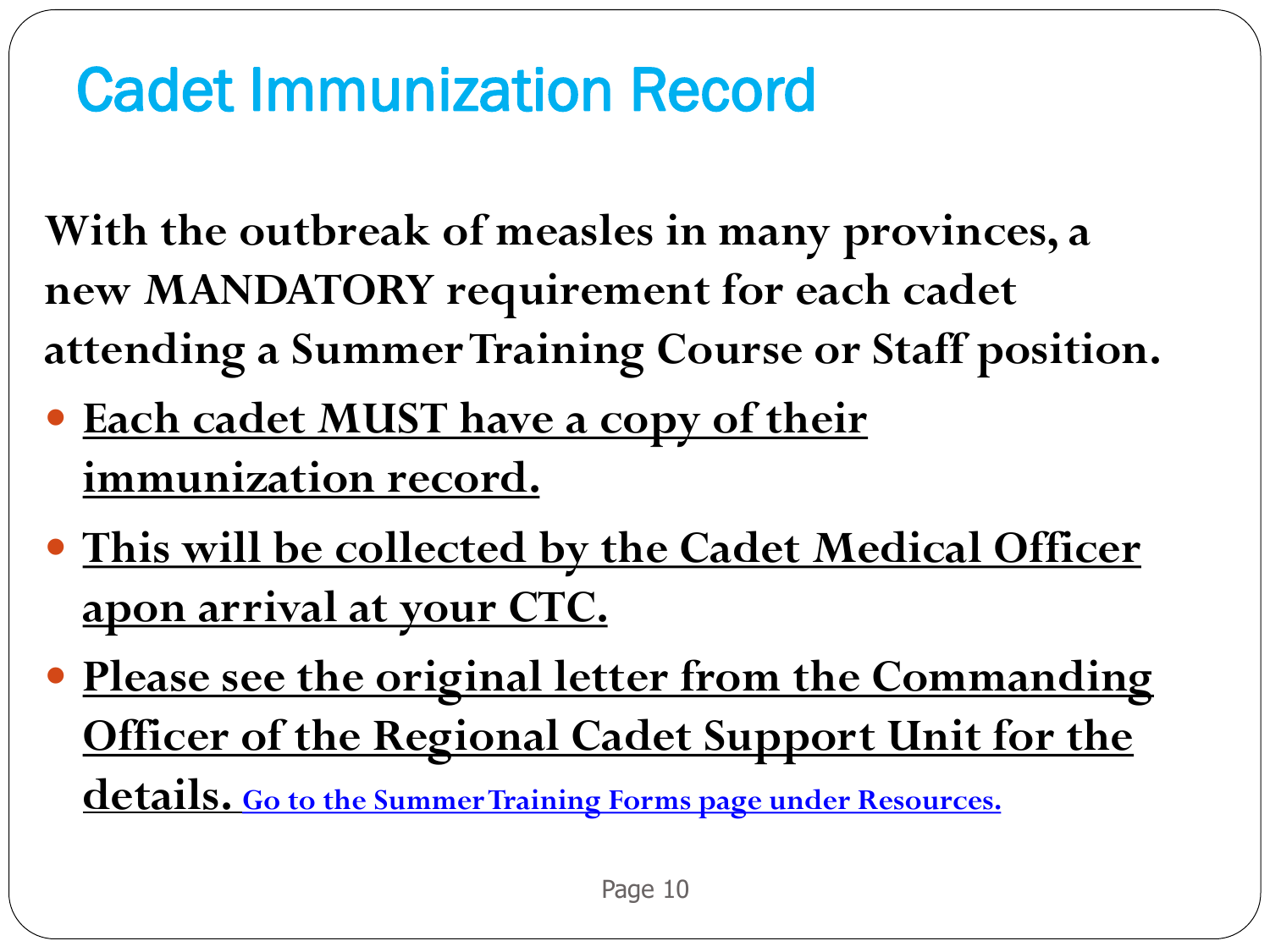# Cadet Immunization Record

**With the outbreak of measles in many provinces, a new MANDATORY requirement for each cadet attending a Summer Training Course or Staff position.**

- **<u>Each cadet MUST have a copy of their immunization record.</u>**
- **<u>This will be collected by the Cadet Medical Officer apon arrival at your CTC.</u>**
- **<u>Please see the original letter from the Commanding Officer of the Regional Cadet Support Unit for the details.</u>** [Go to the Summer Training Forms page under Resources.]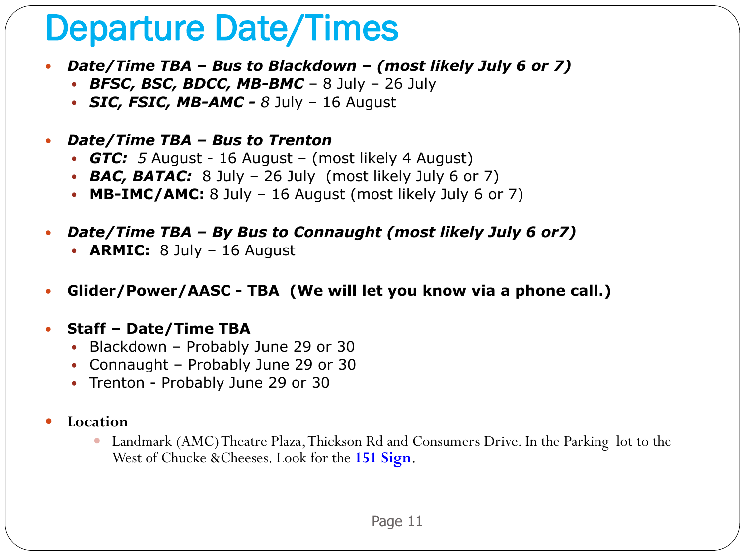# Departure Date/Times

- ***Date/Time TBA – Bus to Blackdown – (most likely July 6 or 7)***
  - ***BFSC, BSC, BDCC, MB-BMC*** – 8 July – 26 July
  - ***SIC, FSIC, MB-AMC -*** *8* July – 16 August

- ***Date/Time TBA – Bus to Trenton***
  - ***GTC:*** *5* August - 16 August – (most likely 4 August)
  - ***BAC, BATAC:*** 8 July – 26 July (most likely July 6 or 7)
  - **MB-IMC/AMC:** 8 July – 16 August (most likely July 6 or 7)

- ***Date/Time TBA – By Bus to Connaught (most likely July 6 or7)***
  - **ARMIC:** 8 July – 16 August

- **Glider/Power/AASC - TBA (We will let you know via a phone call.)**

- **Staff – Date/Time TBA**
  - Blackdown – Probably June 29 or 30
  - Connaught – Probably June 29 or 30
  - Trenton - Probably June 29 or 30

- **Location**
  - Landmark (AMC) Theatre Plaza, Thickson Rd and Consumers Drive. In the Parking lot to the West of Chucke &Cheeses. Look for the **151 Sign**.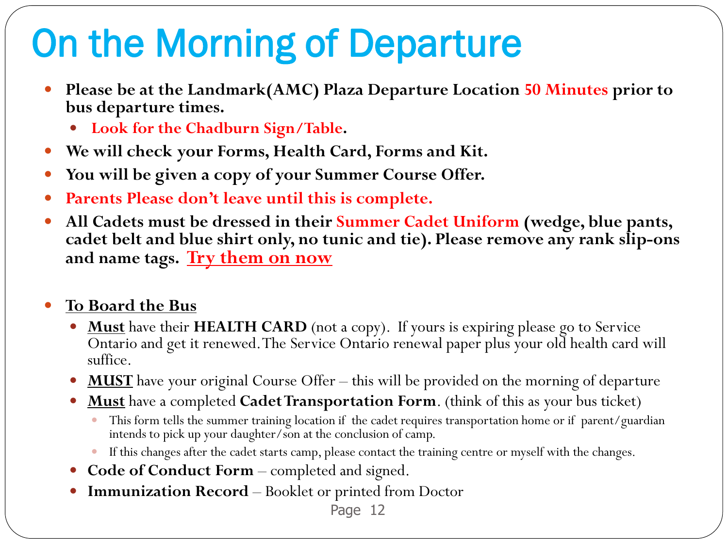# On the Morning of Departure

- **Please be at the Landmark(AMC) Plaza Departure Location 50 Minutes prior to bus departure times.**
  - **Look for the Chadburn Sign/Table.**
- **We will check your Forms, Health Card, Forms and Kit.**
- **You will be given a copy of your Summer Course Offer.**
- **Parents Please don't leave until this is complete.**
- **All Cadets must be dressed in their Summer Cadet Uniform (wedge, blue pants, cadet belt and blue shirt only, no tunic and tie). Please remove any rank slip-ons and name tags.** **Try them on now**

- **To Board the Bus**
  - **Must** have their **HEALTH CARD** (not a copy). If yours is expiring please go to Service Ontario and get it renewed. The Service Ontario renewal paper plus your old health card will suffice.
  - **MUST** have your original Course Offer – this will be provided on the morning of departure
  - **Must** have a completed **Cadet Transportation Form**. (think of this as your bus ticket)
    - This form tells the summer training location if the cadet requires transportation home or if parent/guardian intends to pick up your daughter/son at the conclusion of camp.
    - If this changes after the cadet starts camp, please contact the training centre or myself with the changes.
  - **Code of Conduct Form** – completed and signed.
  - **Immunization Record** – Booklet or printed from Doctor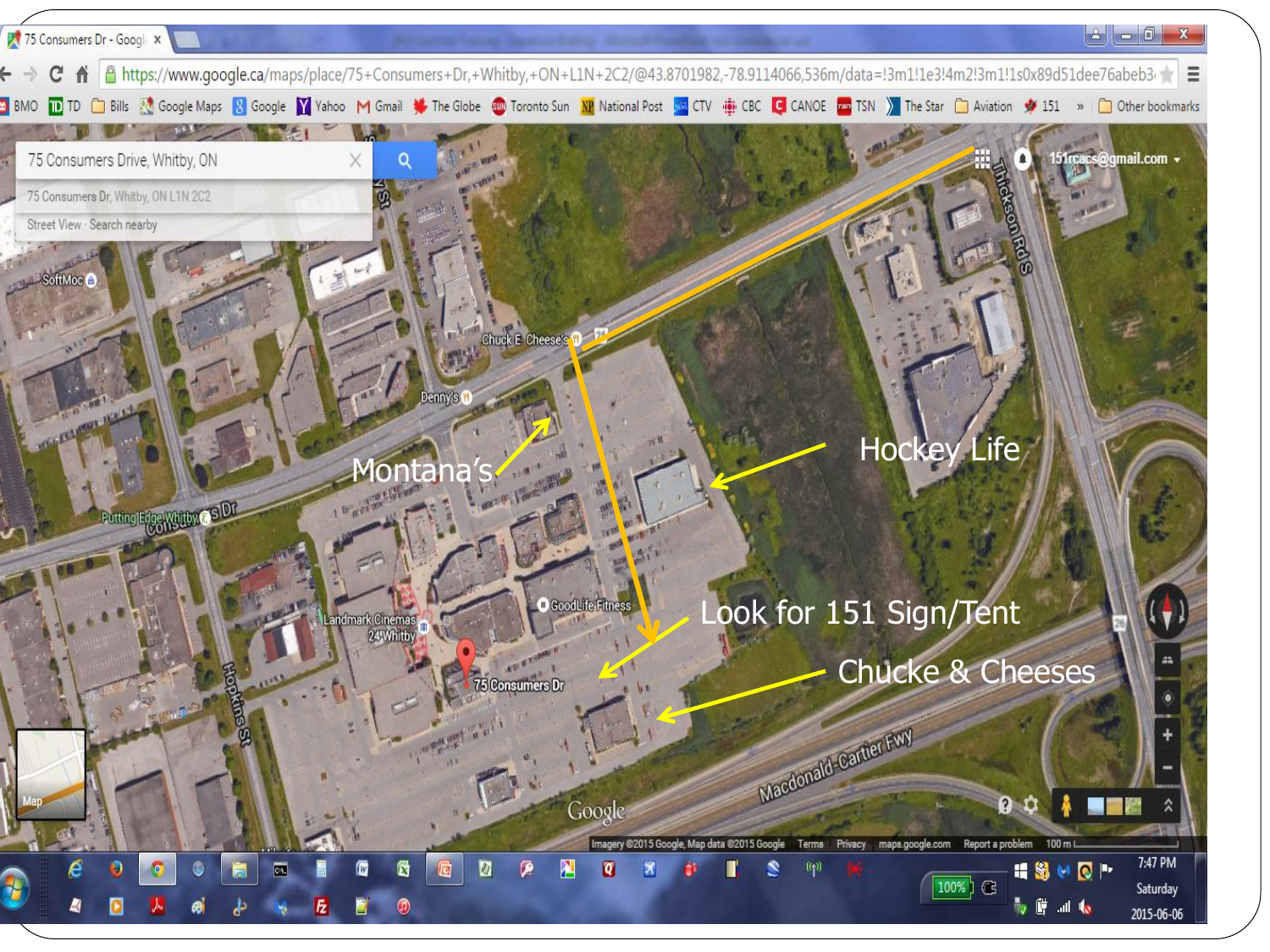Montana's

Hockey Life

Look for 151 Sign/Tent

Chucke & Cheeses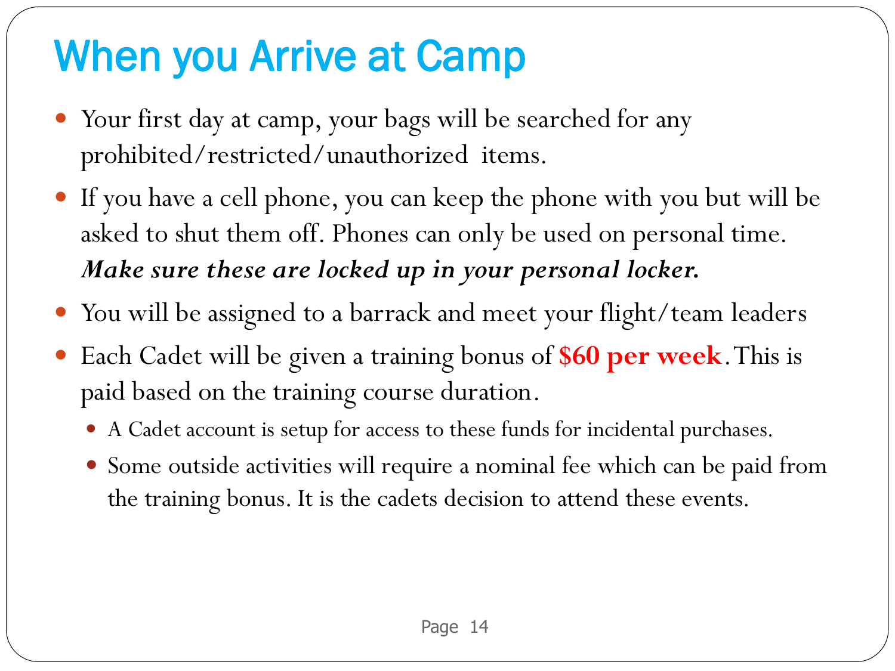# When you Arrive at Camp

- Your first day at camp, your bags will be searched for any prohibited/restricted/unauthorized items.
- If you have a cell phone, you can keep the phone with you but will be asked to shut them off. Phones can only be used on personal time. ***Make sure these are locked up in your personal locker.***
- You will be assigned to a barrack and meet your flight/team leaders
- Each Cadet will be given a training bonus of **$60 per week**. This is paid based on the training course duration.
  - A Cadet account is setup for access to these funds for incidental purchases.
  - Some outside activities will require a nominal fee which can be paid from the training bonus. It is the cadets decision to attend these events.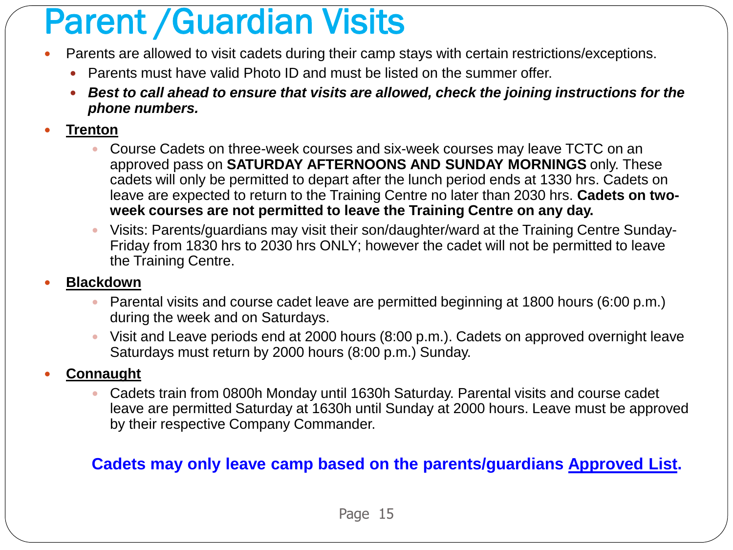# Parent /Guardian Visits

- Parents are allowed to visit cadets during their camp stays with certain restrictions/exceptions.
  - Parents must have valid Photo ID and must be listed on the summer offer.
  - ***Best to call ahead to ensure that visits are allowed, check the joining instructions for the phone numbers.***
- **Trenton**
  - Course Cadets on three-week courses and six-week courses may leave TCTC on an approved pass on **SATURDAY AFTERNOONS AND SUNDAY MORNINGS** only. These cadets will only be permitted to depart after the lunch period ends at 1330 hrs. Cadets on leave are expected to return to the Training Centre no later than 2030 hrs. **Cadets on two-week courses are not permitted to leave the Training Centre on any day.**
  - Visits: Parents/guardians may visit their son/daughter/ward at the Training Centre Sunday-Friday from 1830 hrs to 2030 hrs ONLY; however the cadet will not be permitted to leave the Training Centre.
- **Blackdown**
  - Parental visits and course cadet leave are permitted beginning at 1800 hours (6:00 p.m.) during the week and on Saturdays.
  - Visit and Leave periods end at 2000 hours (8:00 p.m.). Cadets on approved overnight leave Saturdays must return by 2000 hours (8:00 p.m.) Sunday.
- **Connaught**
  - Cadets train from 0800h Monday until 1630h Saturday. Parental visits and course cadet leave are permitted Saturday at 1630h until Sunday at 2000 hours. Leave must be approved by their respective Company Commander.

**Cadets may only leave camp based on the parents/guardians Approved List.**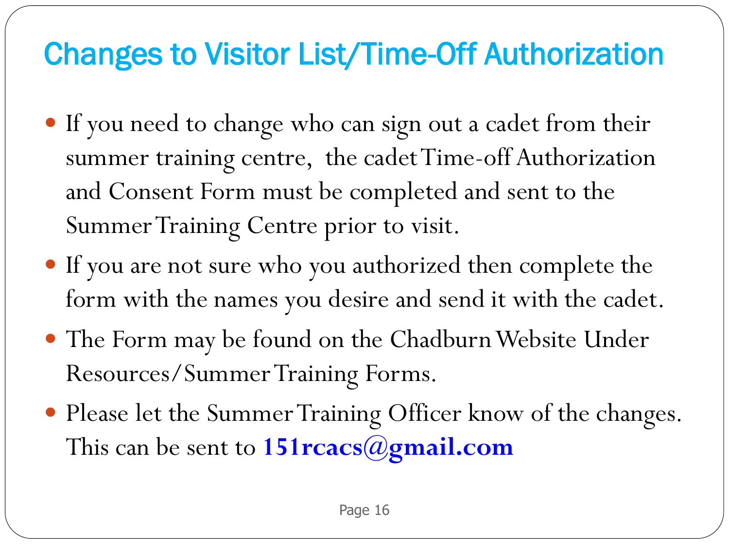# Changes to Visitor List/Time-Off Authorization

- If you need to change who can sign out a cadet from their summer training centre, the cadet Time-off Authorization and Consent Form must be completed and sent to the Summer Training Centre prior to visit.
- If you are not sure who you authorized then complete the form with the names you desire and send it with the cadet.
- The Form may be found on the Chadburn Website Under Resources/Summer Training Forms.
- Please let the Summer Training Officer know of the changes. This can be sent to **151rcacs@gmail.com**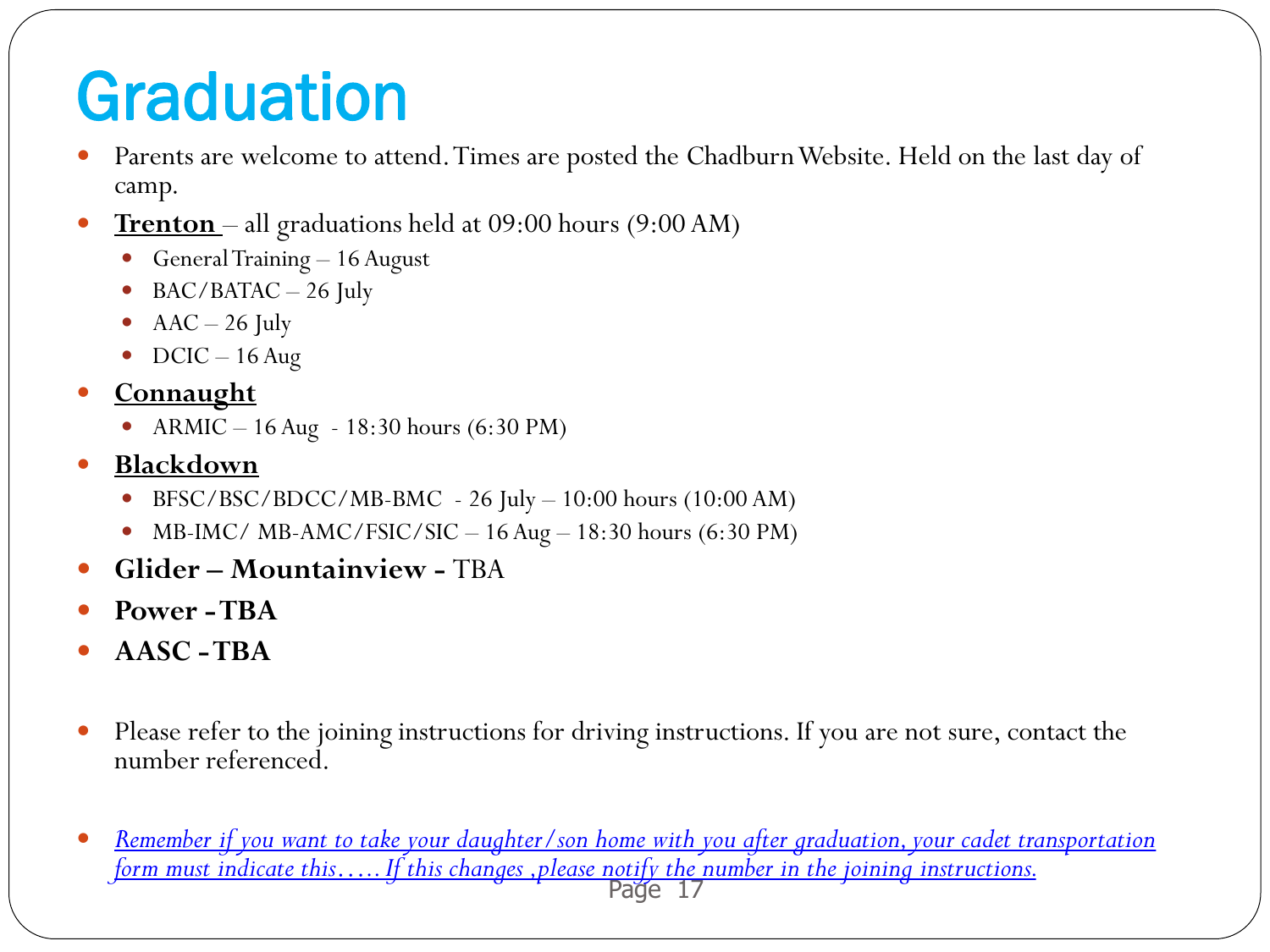# Graduation

- Parents are welcome to attend. Times are posted the Chadburn Website. Held on the last day of camp.
- **Trenton** – all graduations held at 09:00 hours (9:00 AM)
  - General Training – 16 August
  - BAC/BATAC – 26 July
  - AAC – 26 July
  - DCIC – 16 Aug
- **Connaught**
  - ARMIC – 16 Aug - 18:30 hours (6:30 PM)
- **Blackdown**
  - BFSC/BSC/BDCC/MB-BMC - 26 July – 10:00 hours (10:00 AM)
  - MB-IMC/ MB-AMC/FSIC/SIC – 16 Aug – 18:30 hours (6:30 PM)
- **Glider – Mountainview -** TBA
- **Power - TBA**
- **AASC - TBA**

- Please refer to the joining instructions for driving instructions. If you are not sure, contact the number referenced.

- *Remember if you want to take your daughter/son home with you after graduation, your cadet transportation form must indicate this….. If this changes ,please notify the number in the joining instructions.*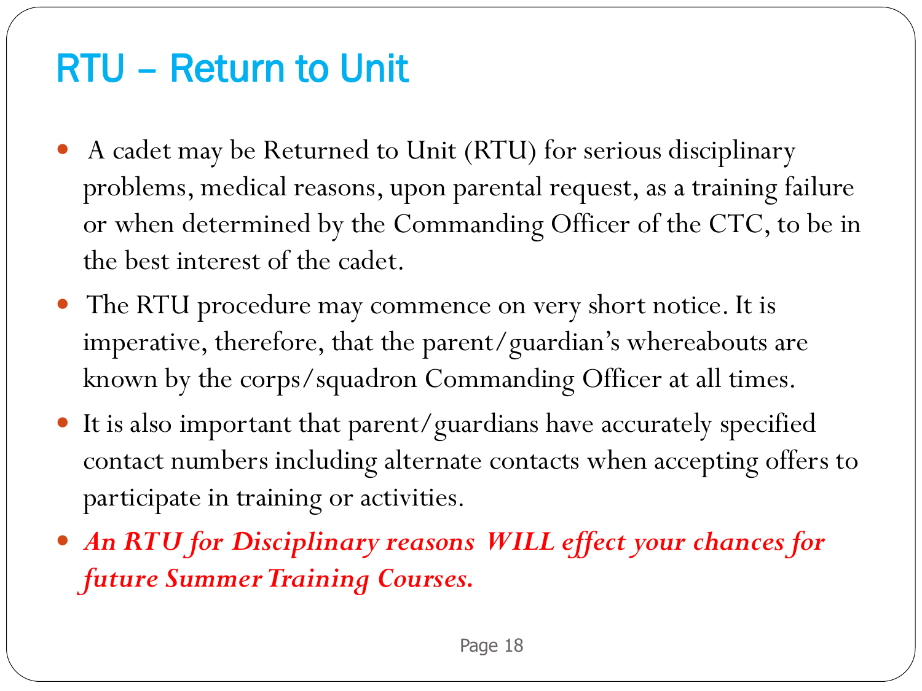# RTU – Return to Unit

- A cadet may be Returned to Unit (RTU) for serious disciplinary problems, medical reasons, upon parental request, as a training failure or when determined by the Commanding Officer of the CTC, to be in the best interest of the cadet.
- The RTU procedure may commence on very short notice. It is imperative, therefore, that the parent/guardian's whereabouts are known by the corps/squadron Commanding Officer at all times.
- It is also important that parent/guardians have accurately specified contact numbers including alternate contacts when accepting offers to participate in training or activities.
- ***An RTU for Disciplinary reasons WILL effect your chances for future Summer Training Courses.***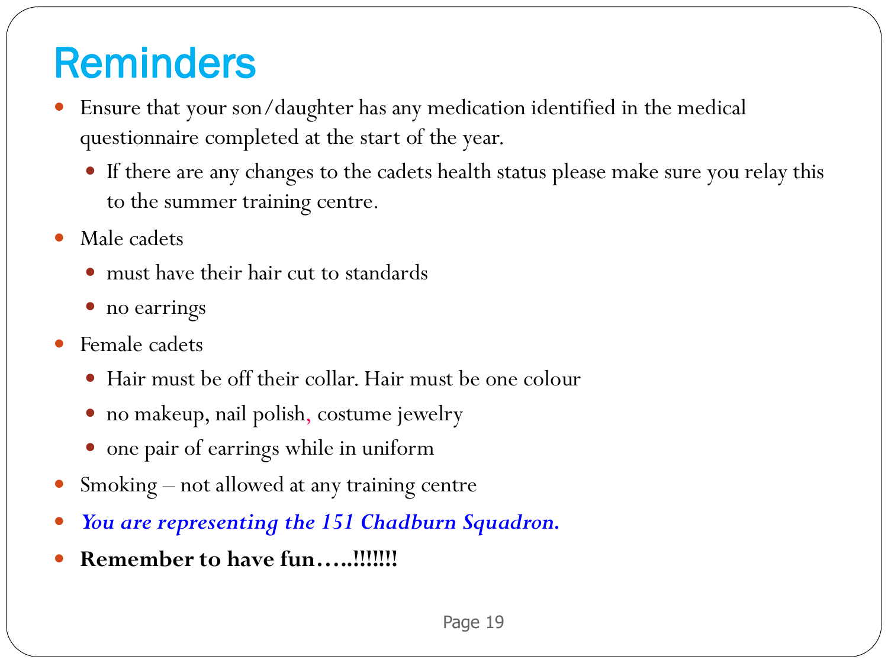# Reminders

- Ensure that your son/daughter has any medication identified in the medical questionnaire completed at the start of the year.
  - If there are any changes to the cadets health status please make sure you relay this to the summer training centre.
- Male cadets
  - must have their hair cut to standards
  - no earrings
- Female cadets
  - Hair must be off their collar. Hair must be one colour
  - no makeup, nail polish, costume jewelry
  - one pair of earrings while in uniform
- Smoking – not allowed at any training centre
- ***You are representing the 151 Chadburn Squadron.***
- **Remember to have fun…..!!!!!!!**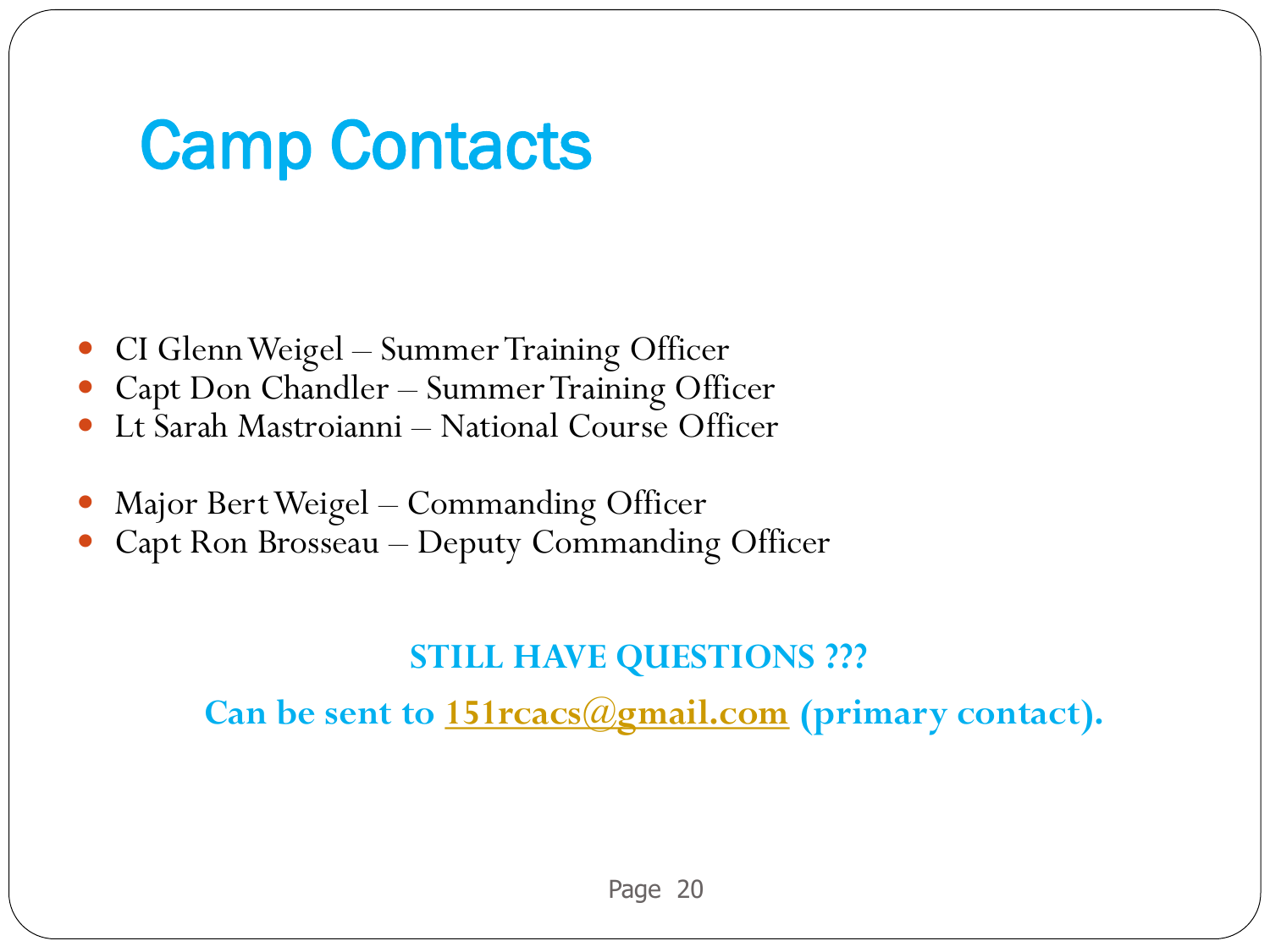# Camp Contacts

- CI Glenn Weigel – Summer Training Officer
- Capt Don Chandler – Summer Training Officer
- Lt Sarah Mastroianni – National Course Officer

- Major Bert Weigel – Commanding Officer
- Capt Ron Brosseau – Deputy Commanding Officer

**STILL HAVE QUESTIONS ???**

**Can be sent to 151rcacs@gmail.com (primary contact).**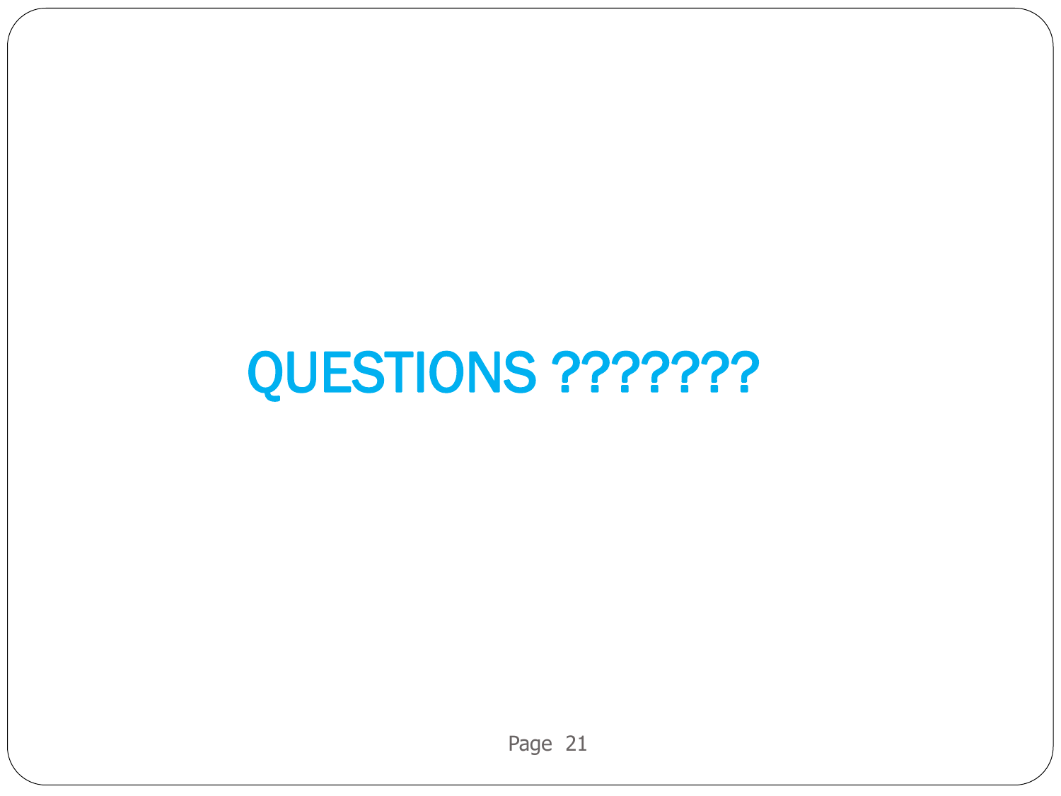# QUESTIONS ???????